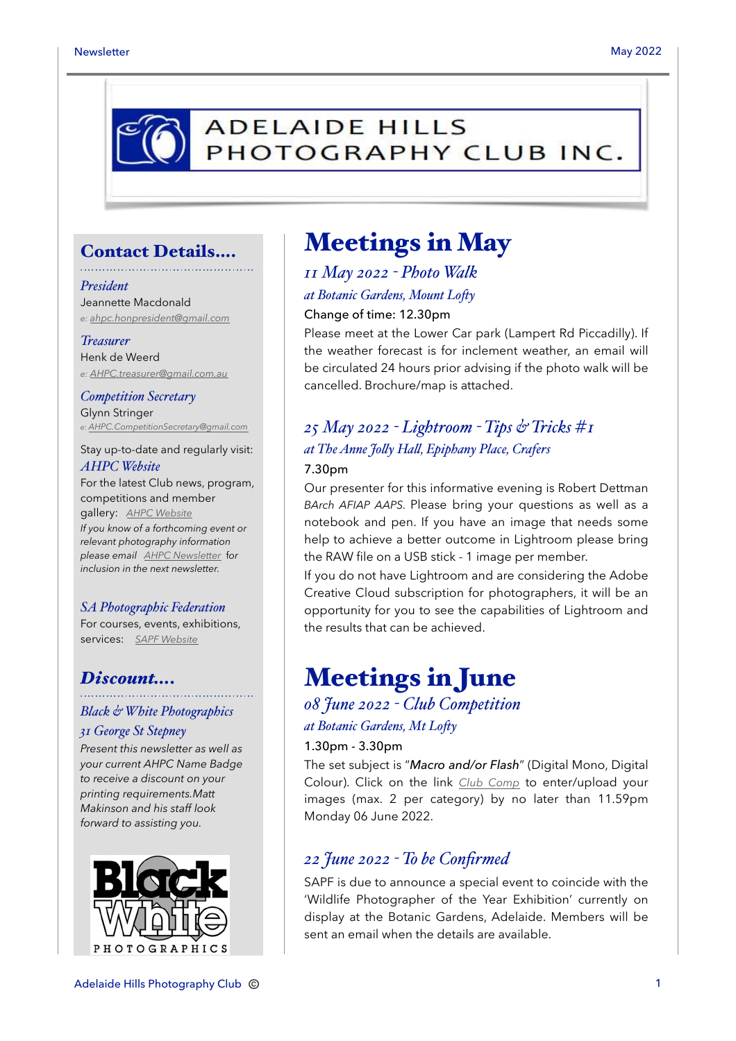# ADELAIDE HILLS PHOTOGRAPHY CLUB INC.

## Contact Details....

*President*
Jeannette Macdonald
*e:* ahpc.honpresident@gmail.com

*Treasurer*
Henk de Weerd
*e:* AHPC.treasurer@gmail.com.au

*Competition Secretary*
Glynn Stringer
*e:* AHPC.CompetitionSecretary@gmail.com

Stay up-to-date and regularly visit:
*AHPC Website*
For the latest Club news, program, competitions and member gallery: AHPC Website
*If you know of a forthcoming event or relevant photography information please email* AHPC Newsletter *for inclusion in the next newsletter.*

*SA Photographic Federation*
For courses, events, exhibitions, services: SAPF Website

## Discount....

*Black & White Photographics*
*31 George St Stepney*
*Present this newsletter as well as your current AHPC Name Badge to receive a discount on your printing requirements.Matt Makinson and his staff look forward to assisting you.*

Black White PHOTOGRAPHICS

# Meetings in May

### *11 May 2022 - Photo Walk*

*at Botanic Gardens, Mount Lofty*

Change of time: 12.30pm

Please meet at the Lower Car park (Lampert Rd Piccadilly). If the weather forecast is for inclement weather, an email will be circulated 24 hours prior advising if the photo walk will be cancelled. Brochure/map is attached.

### *25 May 2022 - Lightroom - Tips & Tricks #1*

*at The Anne Jolly Hall, Epiphany Place, Crafers*

7.30pm

Our presenter for this informative evening is Robert Dettman *BArch AFIAP AAPS.* Please bring your questions as well as a notebook and pen. If you have an image that needs some help to achieve a better outcome in Lightroom please bring the RAW file on a USB stick - 1 image per member.

If you do not have Lightroom and are considering the Adobe Creative Cloud subscription for photographers, it will be an opportunity for you to see the capabilities of Lightroom and the results that can be achieved.

# Meetings in June

### *08 June 2022 - Club Competition*

*at Botanic Gardens, Mt Lofty*

1.30pm - 3.30pm

The set subject is "*Macro and/or Flash*" (Digital Mono, Digital Colour). Click on the link Club Comp to enter/upload your images (max. 2 per category) by no later than 11.59pm Monday 06 June 2022.

### *22 June 2022 - To be Confirmed*

SAPF is due to announce a special event to coincide with the 'Wildlife Photographer of the Year Exhibition' currently on display at the Botanic Gardens, Adelaide. Members will be sent an email when the details are available.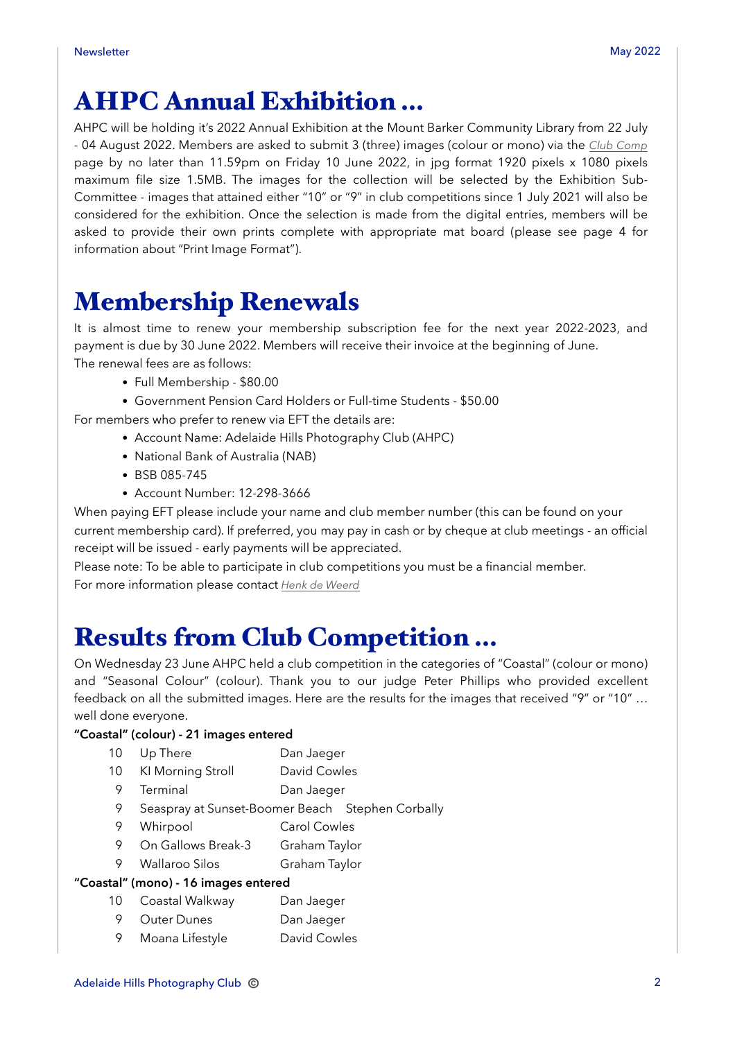# AHPC Annual Exhibition …

AHPC will be holding it's 2022 Annual Exhibition at the Mount Barker Community Library from 22 July - 04 August 2022. Members are asked to submit 3 (three) images (colour or mono) via the *Club Comp* page by no later than 11.59pm on Friday 10 June 2022, in jpg format 1920 pixels x 1080 pixels maximum file size 1.5MB. The images for the collection will be selected by the Exhibition Sub-Committee - images that attained either "10" or "9" in club competitions since 1 July 2021 will also be considered for the exhibition. Once the selection is made from the digital entries, members will be asked to provide their own prints complete with appropriate mat board (please see page 4 for information about "Print Image Format").

# Membership Renewals

It is almost time to renew your membership subscription fee for the next year 2022-2023, and payment is due by 30 June 2022. Members will receive their invoice at the beginning of June.
The renewal fees are as follows:

- Full Membership - $80.00
- Government Pension Card Holders or Full-time Students - $50.00

For members who prefer to renew via EFT the details are:

- Account Name: Adelaide Hills Photography Club (AHPC)
- National Bank of Australia (NAB)
- BSB 085-745
- Account Number: 12-298-3666

When paying EFT please include your name and club member number (this can be found on your current membership card). If preferred, you may pay in cash or by cheque at club meetings - an official receipt will be issued - early payments will be appreciated.
Please note: To be able to participate in club competitions you must be a financial member.
For more information please contact *Henk de Weerd*

# Results from Club Competition …

On Wednesday 23 June AHPC held a club competition in the categories of "Coastal" (colour or mono) and "Seasonal Colour" (colour). Thank you to our judge Peter Phillips who provided excellent feedback on all the submitted images. Here are the results for the images that received "9" or "10" … well done everyone.

**"Coastal" (colour) - 21 images entered**

| Score | Title | Member |
|---|---|---|
| 10 | Up There | Dan Jaeger |
| 10 | KI Morning Stroll | David Cowles |
| 9 | Terminal | Dan Jaeger |
| 9 | Seaspray at Sunset-Boomer Beach | Stephen Corbally |
| 9 | Whirpool | Carol Cowles |
| 9 | On Gallows Break-3 | Graham Taylor |
| 9 | Wallaroo Silos | Graham Taylor |

**"Coastal" (mono) - 16 images entered**

| Score | Title | Member |
|---|---|---|
| 10 | Coastal Walkway | Dan Jaeger |
| 9 | Outer Dunes | Dan Jaeger |
| 9 | Moana Lifestyle | David Cowles |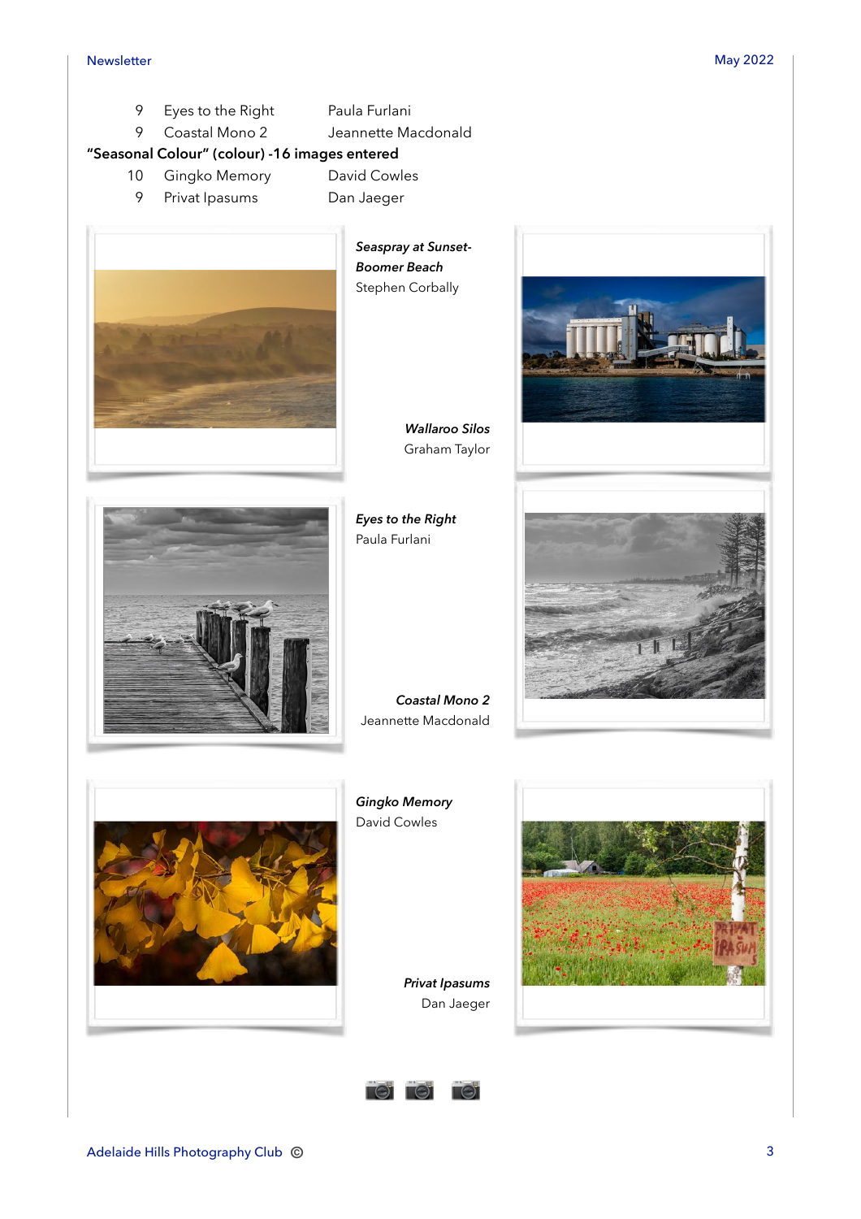| | | |
|---|---|---|
| 9 | Eyes to the Right | Paula Furlani |
| 9 | Coastal Mono 2 | Jeannette Macdonald |

**"Seasonal Colour" (colour) -16 images entered**

| | | |
|---|---|---|
| 10 | Gingko Memory | David Cowles |
| 9 | Privat Ipasums | Dan Jaeger |

***Seaspray at Sunset-Boomer Beach***
Stephen Corbally

***Wallaroo Silos***
Graham Taylor

***Eyes to the Right***
Paula Furlani

***Coastal Mono 2***
Jeannette Macdonald

***Gingko Memory***
David Cowles

***Privat Ipasums***
Dan Jaeger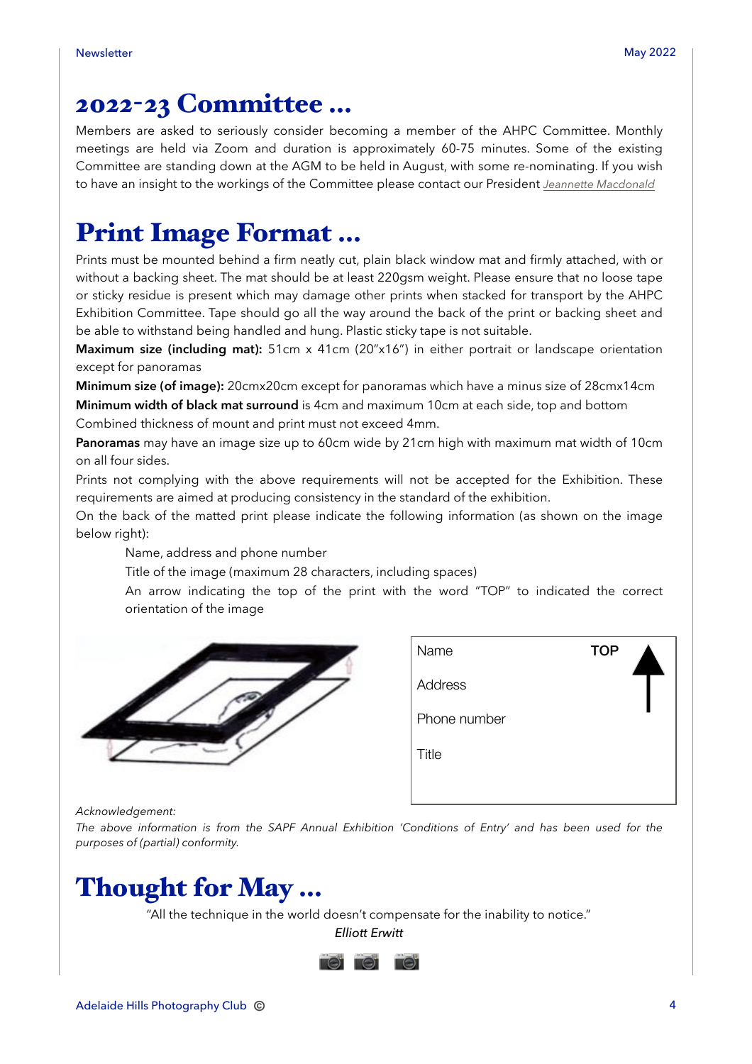## 2022-23 Committee ...

Members are asked to seriously consider becoming a member of the AHPC Committee. Monthly meetings are held via Zoom and duration is approximately 60-75 minutes. Some of the existing Committee are standing down at the AGM to be held in August, with some re-nominating. If you wish to have an insight to the workings of the Committee please contact our President *Jeannette Macdonald*

## Print Image Format ...

Prints must be mounted behind a firm neatly cut, plain black window mat and firmly attached, with or without a backing sheet. The mat should be at least 220gsm weight. Please ensure that no loose tape or sticky residue is present which may damage other prints when stacked for transport by the AHPC Exhibition Committee. Tape should go all the way around the back of the print or backing sheet and be able to withstand being handled and hung. Plastic sticky tape is not suitable.

**Maximum size (including mat):** 51cm x 41cm (20"x16") in either portrait or landscape orientation except for panoramas

**Minimum size (of image):** 20cmx20cm except for panoramas which have a minus size of 28cmx14cm

**Minimum width of black mat surround** is 4cm and maximum 10cm at each side, top and bottom

Combined thickness of mount and print must not exceed 4mm.

**Panoramas** may have an image size up to 60cm wide by 21cm high with maximum mat width of 10cm on all four sides.

Prints not complying with the above requirements will not be accepted for the Exhibition. These requirements are aimed at producing consistency in the standard of the exhibition.

On the back of the matted print please indicate the following information (as shown on the image below right):

> Name, address and phone number
>
> Title of the image (maximum 28 characters, including spaces)
>
> An arrow indicating the top of the print with the word "TOP" to indicated the correct orientation of the image

Name

Address

Phone number

Title

TOP

*Acknowledgement:*

*The above information is from the SAPF Annual Exhibition 'Conditions of Entry' and has been used for the purposes of (partial) conformity.*

## Thought for May ...

"All the technique in the world doesn't compensate for the inability to notice."

*Elliott Erwitt*